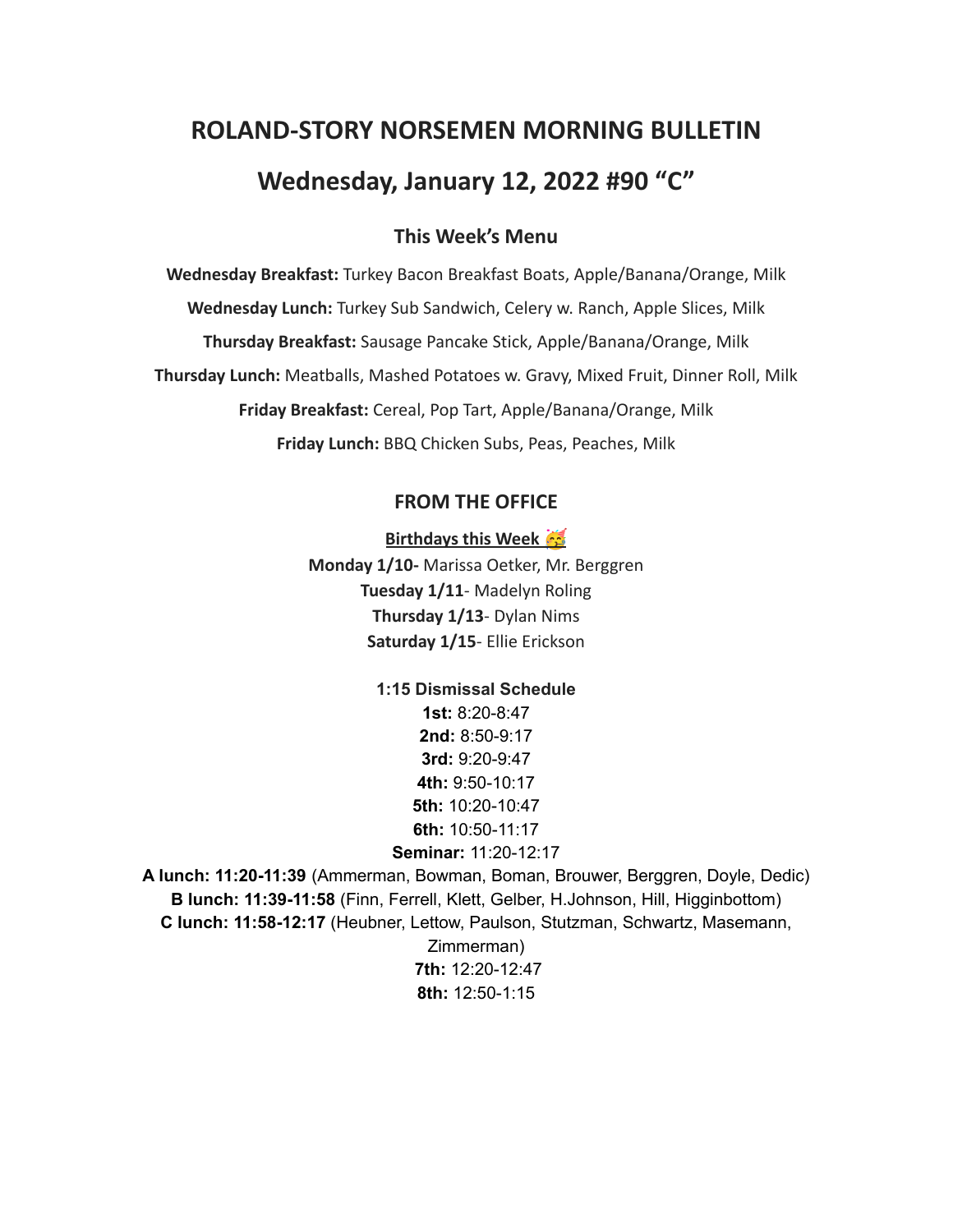# ROLAND-STORY NORSEMEN MORNING BULLETIN

## Wednesday, January 12, 2022 #90 "C"

### This Week's Menu

**Wednesday Breakfast:** Turkey Bacon Breakfast Boats, Apple/Banana/Orange, Milk

**Wednesday Lunch:** Turkey Sub Sandwich, Celery w. Ranch, Apple Slices, Milk

**Thursday Breakfast:** Sausage Pancake Stick, Apple/Banana/Orange, Milk

**Thursday Lunch:** Meatballs, Mashed Potatoes w. Gravy, Mixed Fruit, Dinner Roll, Milk

**Friday Breakfast:** Cereal, Pop Tart, Apple/Banana/Orange, Milk

**Friday Lunch:** BBQ Chicken Subs, Peas, Peaches, Milk

### FROM THE OFFICE

**Birthdays this Week 🥳**

**Monday 1/10-** Marissa Oetker, Mr. Berggren
**Tuesday 1/11**- Madelyn Roling
**Thursday 1/13**- Dylan Nims
**Saturday 1/15**- Ellie Erickson

**1:15 Dismissal Schedule**

**1st:** 8:20-8:47
**2nd:** 8:50-9:17
**3rd:** 9:20-9:47
**4th:** 9:50-10:17
**5th:** 10:20-10:47
**6th:** 10:50-11:17
**Seminar:** 11:20-12:17
**A lunch: 11:20-11:39** (Ammerman, Bowman, Boman, Brouwer, Berggren, Doyle, Dedic)
**B lunch: 11:39-11:58** (Finn, Ferrell, Klett, Gelber, H.Johnson, Hill, Higginbottom)
**C lunch: 11:58-12:17** (Heubner, Lettow, Paulson, Stutzman, Schwartz, Masemann, Zimmerman)
**7th:** 12:20-12:47
**8th:** 12:50-1:15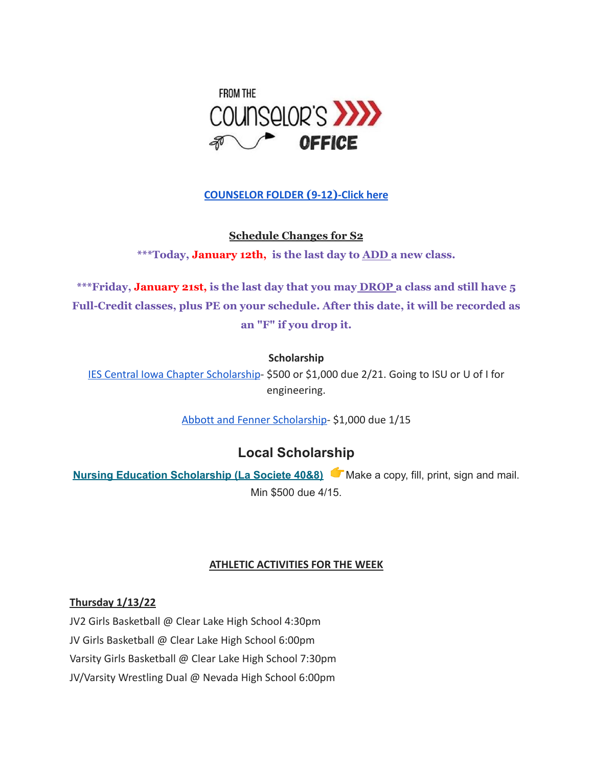FROM THE COUNSELOR'S OFFICE

**COUNSELOR FOLDER (9-12)-Click here**

**Schedule Changes for S2**

**\*\*\*Today, January 12th, is the last day to ADD a new class.**

**\*\*\*Friday, January 21st, is the last day that you may DROP a class and still have 5 Full-Credit classes, plus PE on your schedule. After this date, it will be recorded as an "F" if you drop it.**

**Scholarship**

IES Central Iowa Chapter Scholarship- $500 or $1,000 due 2/21. Going to ISU or U of I for engineering.

Abbott and Fenner Scholarship- $1,000 due 1/15

## Local Scholarship

**Nursing Education Scholarship (La Societe 40&8)** 👉 Make a copy, fill, print, sign and mail. Min $500 due 4/15.

**ATHLETIC ACTIVITIES FOR THE WEEK**

**Thursday 1/13/22**

JV2 Girls Basketball @ Clear Lake High School 4:30pm
JV Girls Basketball @ Clear Lake High School 6:00pm
Varsity Girls Basketball @ Clear Lake High School 7:30pm
JV/Varsity Wrestling Dual @ Nevada High School 6:00pm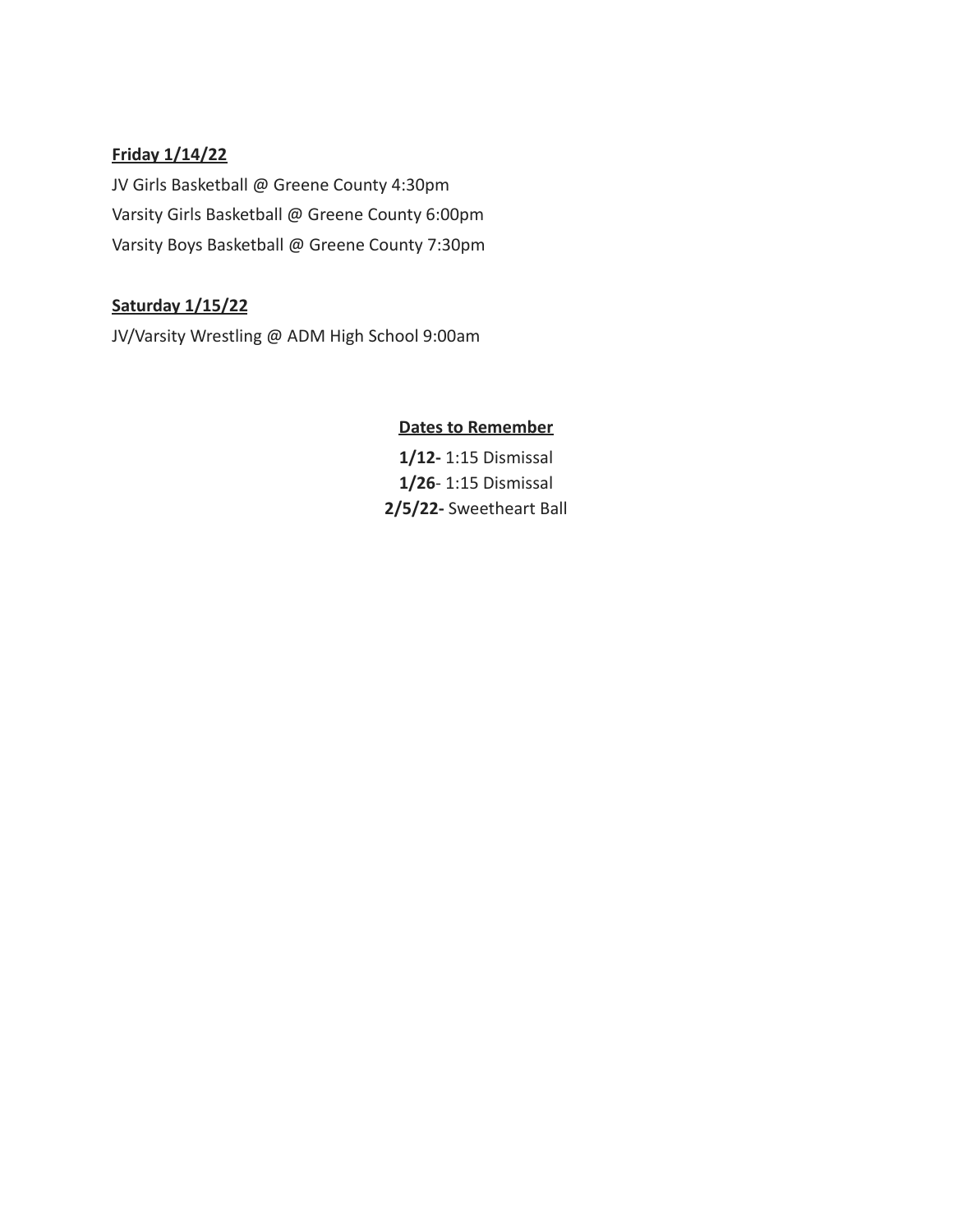**Friday 1/14/22**

JV Girls Basketball @ Greene County 4:30pm
Varsity Girls Basketball @ Greene County 6:00pm
Varsity Boys Basketball @ Greene County 7:30pm

**Saturday 1/15/22**

JV/Varsity Wrestling @ ADM High School 9:00am

**Dates to Remember**

**1/12-** 1:15 Dismissal
**1/26**- 1:15 Dismissal
**2/5/22-** Sweetheart Ball